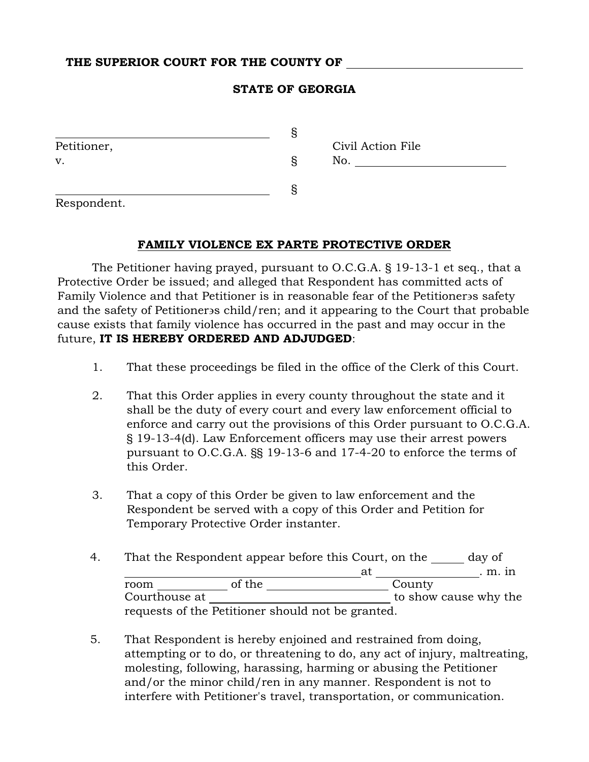**THE SUPERIOR COURT FOR THE COUNTY OF ____________________________**

**STATE OF GEORGIA**

| | | |
|---|---|---|
| ________________________________ | § | |
| Petitioner, | | Civil Action File |
| v. | § | No. ________________________ |
| ________________________________ | § | |
| Respondent. | | |

**FAMILY VIOLENCE EX PARTE PROTECTIVE ORDER**

The Petitioner having prayed, pursuant to O.C.G.A. § 19-13-1 et seq., that a Protective Order be issued; and alleged that Respondent has committed acts of Family Violence and that Petitioner is in reasonable fear of the Petitionerэs safety and the safety of Petitionerэs child/ren; and it appearing to the Court that probable cause exists that family violence has occurred in the past and may occur in the future, **IT IS HEREBY ORDERED AND ADJUDGED**:

1. That these proceedings be filed in the office of the Clerk of this Court.

2. That this Order applies in every county throughout the state and it shall be the duty of every court and every law enforcement official to enforce and carry out the provisions of this Order pursuant to O.C.G.A. § 19-13-4(d). Law Enforcement officers may use their arrest powers pursuant to O.C.G.A. §§ 19-13-6 and 17-4-20 to enforce the terms of this Order.

3. That a copy of this Order be given to law enforcement and the Respondent be served with a copy of this Order and Petition for Temporary Protective Order instanter.

4. That the Respondent appear before this Court, on the _____ day of ______________________________ at ______________. m. in room __________ of the __________________ County Courthouse at ______________________________ to show cause why the requests of the Petitioner should not be granted.

5. That Respondent is hereby enjoined and restrained from doing, attempting or to do, or threatening to do, any act of injury, maltreating, molesting, following, harassing, harming or abusing the Petitioner and/or the minor child/ren in any manner. Respondent is not to interfere with Petitioner's travel, transportation, or communication.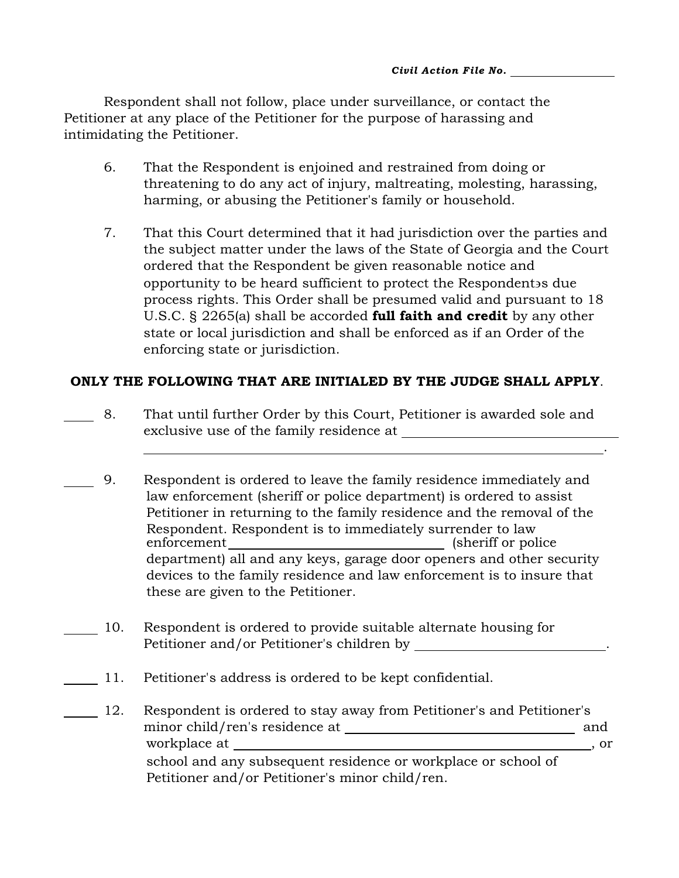Civil Action File No. ________________

Respondent shall not follow, place under surveillance, or contact the Petitioner at any place of the Petitioner for the purpose of harassing and intimidating the Petitioner.

6. That the Respondent is enjoined and restrained from doing or threatening to do any act of injury, maltreating, molesting, harassing, harming, or abusing the Petitioner's family or household.

7. That this Court determined that it had jurisdiction over the parties and the subject matter under the laws of the State of Georgia and the Court ordered that the Respondent be given reasonable notice and opportunity to be heard sufficient to protect the Respondentɘs due process rights. This Order shall be presumed valid and pursuant to 18 U.S.C. § 2265(a) shall be accorded **full faith and credit** by any other state or local jurisdiction and shall be enforced as if an Order of the enforcing state or jurisdiction.

**ONLY THE FOLLOWING THAT ARE INITIALED BY THE JUDGE SHALL APPLY**.

____ 8. That until further Order by this Court, Petitioner is awarded sole and exclusive use of the family residence at ______________________________ ______________________________________________________________.

____ 9. Respondent is ordered to leave the family residence immediately and law enforcement (sheriff or police department) is ordered to assist Petitioner in returning to the family residence and the removal of the Respondent. Respondent is to immediately surrender to law enforcement ____________________________ (sheriff or police department) all and any keys, garage door openers and other security devices to the family residence and law enforcement is to insure that these are given to the Petitioner.

____ 10. Respondent is ordered to provide suitable alternate housing for Petitioner and/or Petitioner's children by __________________________.

____ 11. Petitioner's address is ordered to be kept confidential.

____ 12. Respondent is ordered to stay away from Petitioner's and Petitioner's minor child/ren's residence at ______________________________ and workplace at ____________________________________________, or school and any subsequent residence or workplace or school of Petitioner and/or Petitioner's minor child/ren.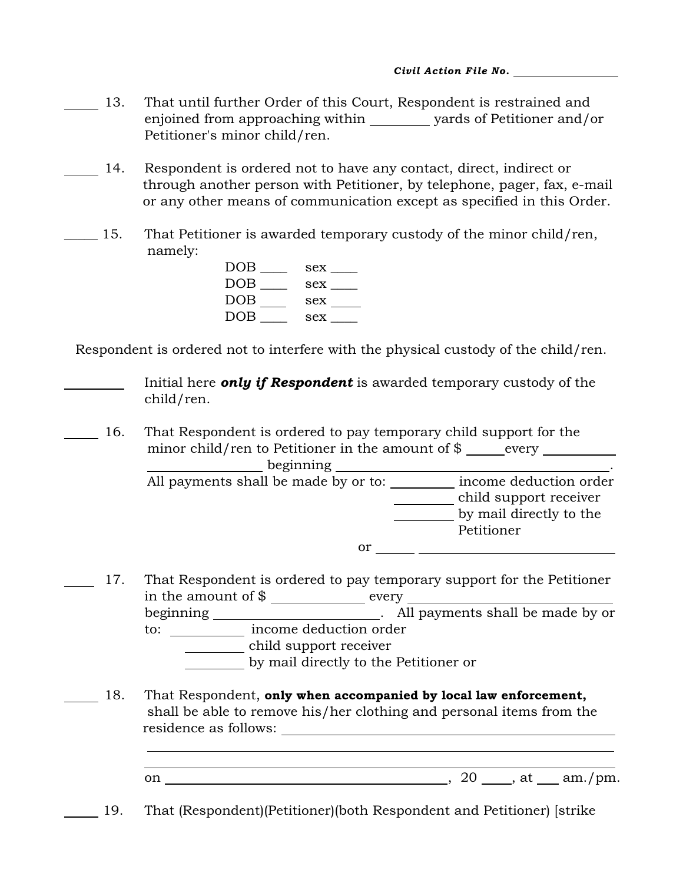Civil Action File No. ________________

_____ 13. That until further Order of this Court, Respondent is restrained and enjoined from approaching within _________ yards of Petitioner and/or Petitioner's minor child/ren.

_____ 14. Respondent is ordered not to have any contact, direct, indirect or through another person with Petitioner, by telephone, pager, fax, e-mail or any other means of communication except as specified in this Order.

_____ 15. That Petitioner is awarded temporary custody of the minor child/ren, namely:

DOB ____ sex ____
DOB ____ sex ____
DOB ____ sex ____
DOB ____ sex ____

Respondent is ordered not to interfere with the physical custody of the child/ren.

_________ Initial here ***only if Respondent*** is awarded temporary custody of the child/ren.

_____ 16. That Respondent is ordered to pay temporary child support for the minor child/ren to Petitioner in the amount of $ _____ every ___________ ________________ beginning ______________________________________.
All payments shall be made by or to: _________ income deduction order
_________ child support receiver
_________ by mail directly to the Petitioner
or ______ ______________________________

_____ 17. That Respondent is ordered to pay temporary support for the Petitioner in the amount of $ _____________ every ____________________________ beginning ________________________. All payments shall be made by or to: ___________ income deduction order
_________ child support receiver
_________ by mail directly to the Petitioner or

_____ 18. That Respondent, **only when accompanied by local law enforcement,** shall be able to remove his/her clothing and personal items from the residence as follows: ______________________________________________
______________________________________________________________
______________________________________________________________
on ________________________________________, 20 _____, at ___ am./pm.

_____ 19. That (Respondent)(Petitioner)(both Respondent and Petitioner) [strike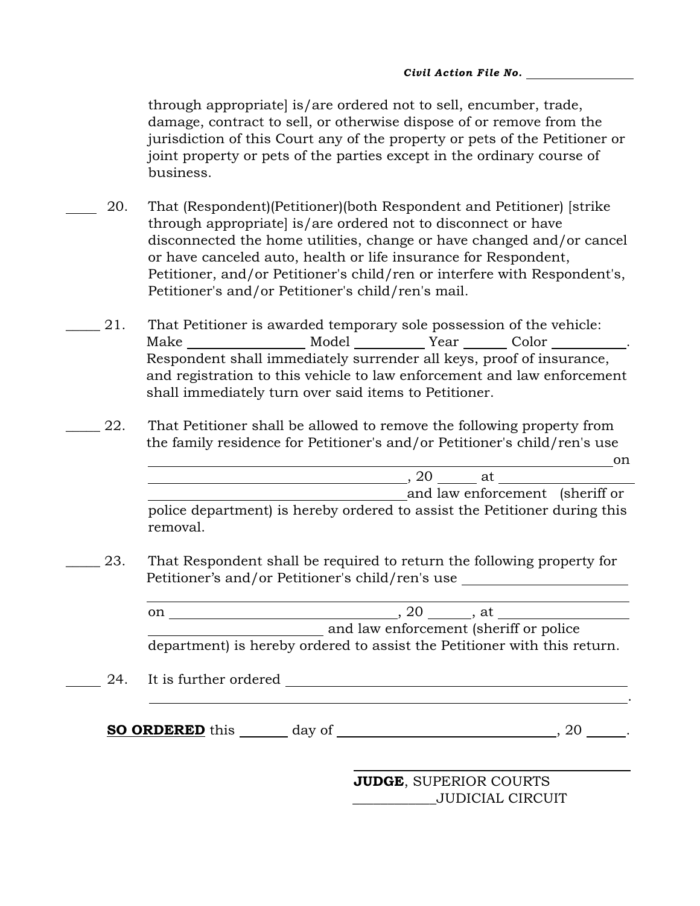*Civil Action File No.* ________________

through appropriate] is/are ordered not to sell, encumber, trade, damage, contract to sell, or otherwise dispose of or remove from the jurisdiction of this Court any of the property or pets of the Petitioner or joint property or pets of the parties except in the ordinary course of business.

____ 20. That (Respondent)(Petitioner)(both Respondent and Petitioner) [strike through appropriate] is/are ordered not to disconnect or have disconnected the home utilities, change or have changed and/or cancel or have canceled auto, health or life insurance for Respondent, Petitioner, and/or Petitioner's child/ren or interfere with Respondent's, Petitioner's and/or Petitioner's child/ren's mail.

_____ 21. That Petitioner is awarded temporary sole possession of the vehicle: Make ________________ Model __________ Year ______ Color __________. Respondent shall immediately surrender all keys, proof of insurance, and registration to this vehicle to law enforcement and law enforcement shall immediately turn over said items to Petitioner.

_____ 22. That Petitioner shall be allowed to remove the following property from the family residence for Petitioner's and/or Petitioner's child/ren's use ____________________________________________________________ on ________________________________________, 20 _____ at ________________ ________________________________________ and law enforcement (sheriff or police department) is hereby ordered to assist the Petitioner during this removal.

_____ 23. That Respondent shall be required to return the following property for Petitioner's and/or Petitioner's child/ren's use ______________________ ____________________________________________________________ on ________________________________, 20 ______, at ________________ ________________________ and law enforcement (sheriff or police department) is hereby ordered to assist the Petitioner with this return.

_____ 24. It is further ordered ________________________________________________ ____________________________________________________________.

**SO ORDERED** this _______ day of ________________________________, 20 _____.

________________________________________
**JUDGE**, SUPERIOR COURTS
____________JUDICIAL CIRCUIT